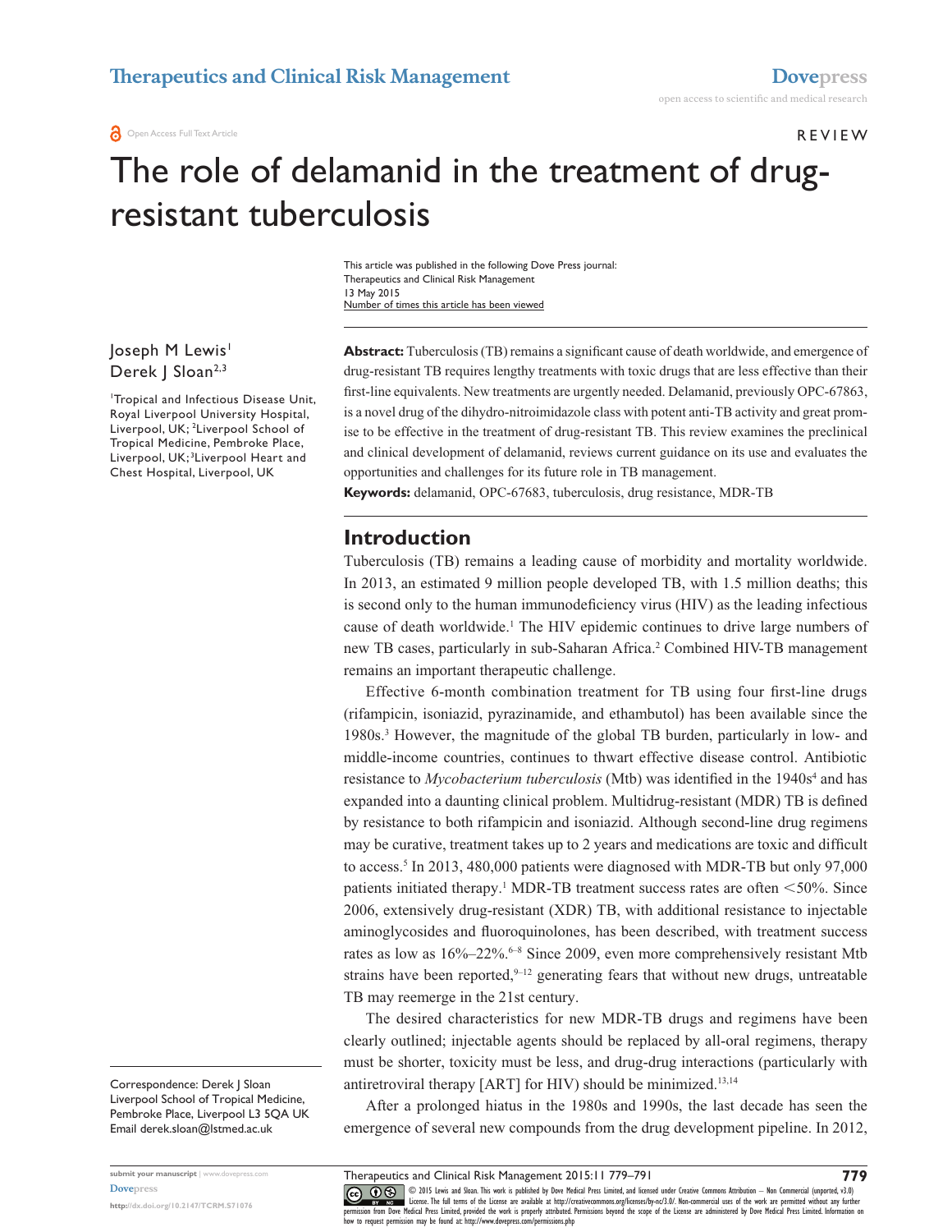REVIEW

# The role of delamanid in the treatment of drug-resistant tuberculosis

This article was published in the following Dove Press journal:
Therapeutics and Clinical Risk Management
13 May 2015
Number of times this article has been viewed

Joseph M Lewis[1]
Derek J Sloan[2,3]

[1]Tropical and Infectious Disease Unit, Royal Liverpool University Hospital, Liverpool, UK; [2]Liverpool School of Tropical Medicine, Pembroke Place, Liverpool, UK; [3]Liverpool Heart and Chest Hospital, Liverpool, UK

Correspondence: Derek J Sloan
Liverpool School of Tropical Medicine, Pembroke Place, Liverpool L3 5QA UK
Email derek.sloan@lstmed.ac.uk

**Abstract:** Tuberculosis (TB) remains a significant cause of death worldwide, and emergence of drug-resistant TB requires lengthy treatments with toxic drugs that are less effective than their first-line equivalents. New treatments are urgently needed. Delamanid, previously OPC-67863, is a novel drug of the dihydro-nitroimidazole class with potent anti-TB activity and great promise to be effective in the treatment of drug-resistant TB. This review examines the preclinical and clinical development of delamanid, reviews current guidance on its use and evaluates the opportunities and challenges for its future role in TB management.

**Keywords:** delamanid, OPC-67683, tuberculosis, drug resistance, MDR-TB

## Introduction

Tuberculosis (TB) remains a leading cause of morbidity and mortality worldwide. In 2013, an estimated 9 million people developed TB, with 1.5 million deaths; this is second only to the human immunodeficiency virus (HIV) as the leading infectious cause of death worldwide.[1] The HIV epidemic continues to drive large numbers of new TB cases, particularly in sub-Saharan Africa.[2] Combined HIV-TB management remains an important therapeutic challenge.

Effective 6-month combination treatment for TB using four first-line drugs (rifampicin, isoniazid, pyrazinamide, and ethambutol) has been available since the 1980s.[3] However, the magnitude of the global TB burden, particularly in low- and middle-income countries, continues to thwart effective disease control. Antibiotic resistance to *Mycobacterium tuberculosis* (Mtb) was identified in the 1940s[4] and has expanded into a daunting clinical problem. Multidrug-resistant (MDR) TB is defined by resistance to both rifampicin and isoniazid. Although second-line drug regimens may be curative, treatment takes up to 2 years and medications are toxic and difficult to access.[5] In 2013, 480,000 patients were diagnosed with MDR-TB but only 97,000 patients initiated therapy.[1] MDR-TB treatment success rates are often <50%. Since 2006, extensively drug-resistant (XDR) TB, with additional resistance to injectable aminoglycosides and fluoroquinolones, has been described, with treatment success rates as low as 16%–22%.[6–8] Since 2009, even more comprehensively resistant Mtb strains have been reported,[9–12] generating fears that without new drugs, untreatable TB may reemerge in the 21st century.

The desired characteristics for new MDR-TB drugs and regimens have been clearly outlined; injectable agents should be replaced by all-oral regimens, therapy must be shorter, toxicity must be less, and drug-drug interactions (particularly with antiretroviral therapy [ART] for HIV) should be minimized.[13,14]

After a prolonged hiatus in the 1980s and 1990s, the last decade has seen the emergence of several new compounds from the drug development pipeline. In 2012,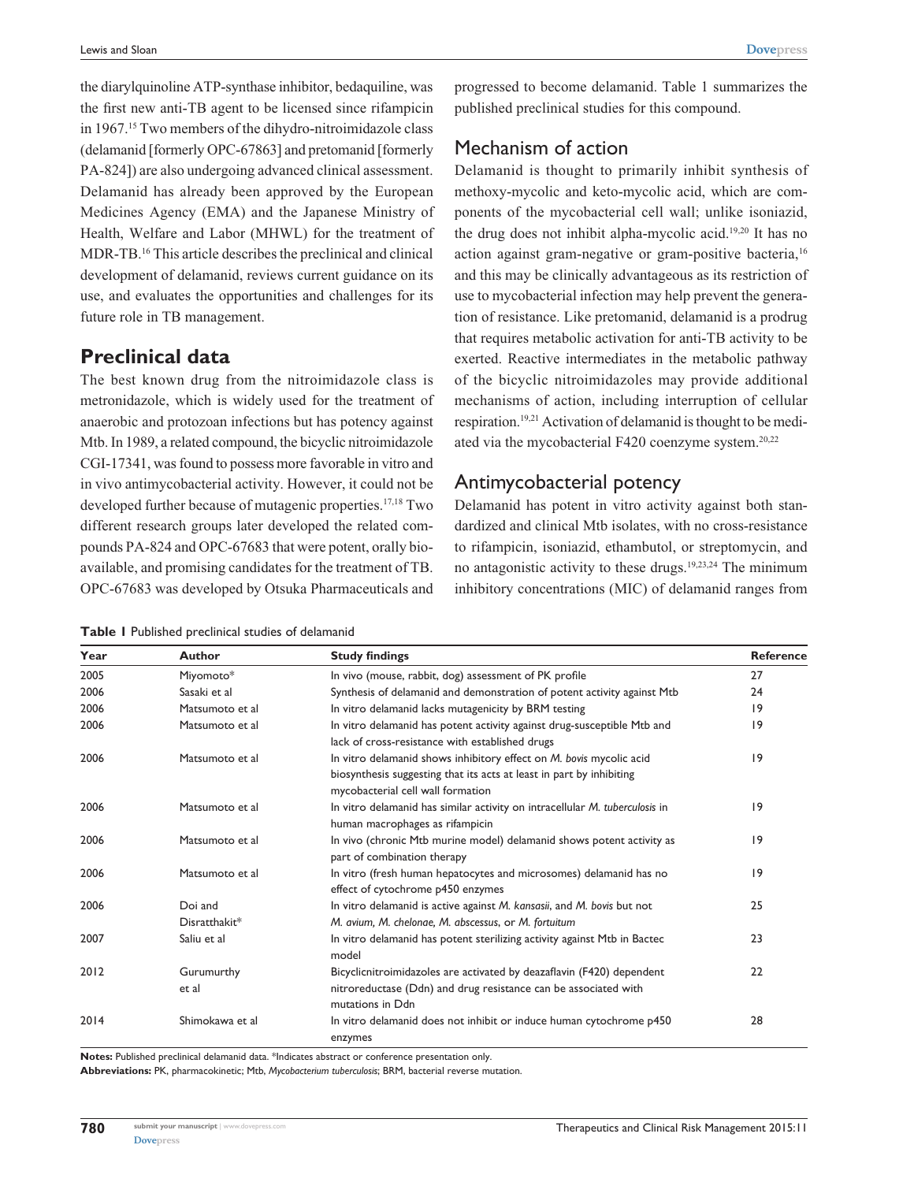the diarylquinoline ATP-synthase inhibitor, bedaquiline, was the first new anti-TB agent to be licensed since rifampicin in 1967.[15] Two members of the dihydro-nitroimidazole class (delamanid [formerly OPC-67863] and pretomanid [formerly PA-824]) are also undergoing advanced clinical assessment. Delamanid has already been approved by the European Medicines Agency (EMA) and the Japanese Ministry of Health, Welfare and Labor (MHWL) for the treatment of MDR-TB.[16] This article describes the preclinical and clinical development of delamanid, reviews current guidance on its use, and evaluates the opportunities and challenges for its future role in TB management.

## Preclinical data

The best known drug from the nitroimidazole class is metronidazole, which is widely used for the treatment of anaerobic and protozoan infections but has potency against Mtb. In 1989, a related compound, the bicyclic nitroimidazole CGI-17341, was found to possess more favorable in vitro and in vivo antimycobacterial activity. However, it could not be developed further because of mutagenic properties.[17,18] Two different research groups later developed the related compounds PA-824 and OPC-67683 that were potent, orally bioavailable, and promising candidates for the treatment of TB. OPC-67683 was developed by Otsuka Pharmaceuticals and progressed to become delamanid. Table 1 summarizes the published preclinical studies for this compound.

### Mechanism of action

Delamanid is thought to primarily inhibit synthesis of methoxy-mycolic and keto-mycolic acid, which are components of the mycobacterial cell wall; unlike isoniazid, the drug does not inhibit alpha-mycolic acid.[19,20] It has no action against gram-negative or gram-positive bacteria,[16] and this may be clinically advantageous as its restriction of use to mycobacterial infection may help prevent the generation of resistance. Like pretomanid, delamanid is a prodrug that requires metabolic activation for anti-TB activity to be exerted. Reactive intermediates in the metabolic pathway of the bicyclic nitroimidazoles may provide additional mechanisms of action, including interruption of cellular respiration.[19,21] Activation of delamanid is thought to be mediated via the mycobacterial F420 coenzyme system.[20,22]

### Antimycobacterial potency

Delamanid has potent in vitro activity against both standardized and clinical Mtb isolates, with no cross-resistance to rifampicin, isoniazid, ethambutol, or streptomycin, and no antagonistic activity to these drugs.[19,23,24] The minimum inhibitory concentrations (MIC) of delamanid ranges from

**Table 1** Published preclinical studies of delamanid

| Year | Author | Study findings | Reference |
|---|---|---|---|
| 2005 | Miyomoto* | In vivo (mouse, rabbit, dog) assessment of PK profile | 27 |
| 2006 | Sasaki et al | Synthesis of delamanid and demonstration of potent activity against Mtb | 24 |
| 2006 | Matsumoto et al | In vitro delamanid lacks mutagenicity by BRM testing | 19 |
| 2006 | Matsumoto et al | In vitro delamanid has potent activity against drug-susceptible Mtb and lack of cross-resistance with established drugs | 19 |
| 2006 | Matsumoto et al | In vitro delamanid shows inhibitory effect on *M. bovis* mycolic acid biosynthesis suggesting that its acts at least in part by inhibiting mycobacterial cell wall formation | 19 |
| 2006 | Matsumoto et al | In vitro delamanid has similar activity on intracellular *M. tuberculosis* in human macrophages as rifampicin | 19 |
| 2006 | Matsumoto et al | In vivo (chronic Mtb murine model) delamanid shows potent activity as part of combination therapy | 19 |
| 2006 | Matsumoto et al | In vitro (fresh human hepatocytes and microsomes) delamanid has no effect of cytochrome p450 enzymes | 19 |
| 2006 | Doi and Disratthakit* | In vitro delamanid is active against *M. kansasii*, and *M. bovis* but not *M. avium*, *M. chelonae*, *M. abscessus*, or *M. fortuitum* | 25 |
| 2007 | Saliu et al | In vitro delamanid has potent sterilizing activity against Mtb in Bactec model | 23 |
| 2012 | Gurumurthy et al | Bicyclicnitroimidazoles are activated by deazaflavin (F420) dependent nitroreductase (Ddn) and drug resistance can be associated with mutations in Ddn | 22 |
| 2014 | Shimokawa et al | In vitro delamanid does not inhibit or induce human cytochrome p450 enzymes | 28 |

**Notes:** Published preclinical delamanid data. *Indicates abstract or conference presentation only.
**Abbreviations:** PK, pharmacokinetic; Mtb, *Mycobacterium tuberculosis*; BRM, bacterial reverse mutation.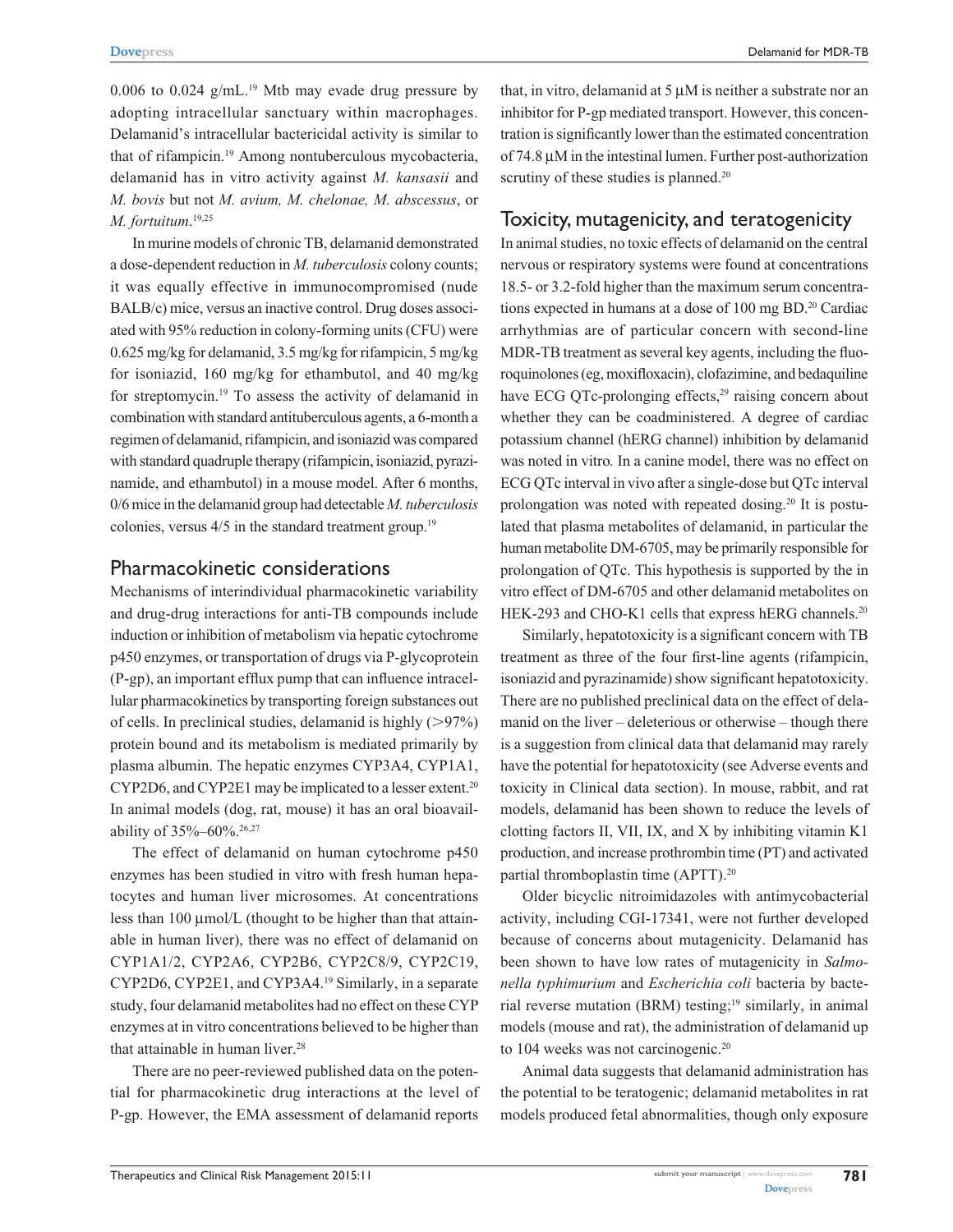0.006 to 0.024 g/mL.[19] Mtb may evade drug pressure by adopting intracellular sanctuary within macrophages. Delamanid's intracellular bactericidal activity is similar to that of rifampicin.[19] Among nontuberculous mycobacteria, delamanid has in vitro activity against *M. kansasii* and *M. bovis* but not *M. avium, M. chelonae, M. abscessus*, or *M. fortuitum*.[19,25]

In murine models of chronic TB, delamanid demonstrated a dose-dependent reduction in *M. tuberculosis* colony counts; it was equally effective in immunocompromised (nude BALB/c) mice, versus an inactive control. Drug doses associated with 95% reduction in colony-forming units (CFU) were 0.625 mg/kg for delamanid, 3.5 mg/kg for rifampicin, 5 mg/kg for isoniazid, 160 mg/kg for ethambutol, and 40 mg/kg for streptomycin.[19] To assess the activity of delamanid in combination with standard antituberculous agents, a 6-month a regimen of delamanid, rifampicin, and isoniazid was compared with standard quadruple therapy (rifampicin, isoniazid, pyrazinamide, and ethambutol) in a mouse model. After 6 months, 0/6 mice in the delamanid group had detectable *M. tuberculosis* colonies, versus 4/5 in the standard treatment group.[19]

## Pharmacokinetic considerations

Mechanisms of interindividual pharmacokinetic variability and drug-drug interactions for anti-TB compounds include induction or inhibition of metabolism via hepatic cytochrome p450 enzymes, or transportation of drugs via P-glycoprotein (P-gp), an important efflux pump that can influence intracellular pharmacokinetics by transporting foreign substances out of cells. In preclinical studies, delamanid is highly (>97%) protein bound and its metabolism is mediated primarily by plasma albumin. The hepatic enzymes CYP3A4, CYP1A1, CYP2D6, and CYP2E1 may be implicated to a lesser extent.[20] In animal models (dog, rat, mouse) it has an oral bioavailability of 35%–60%.[26,27]

The effect of delamanid on human cytochrome p450 enzymes has been studied in vitro with fresh human hepatocytes and human liver microsomes. At concentrations less than 100 µmol/L (thought to be higher than that attainable in human liver), there was no effect of delamanid on CYP1A1/2, CYP2A6, CYP2B6, CYP2C8/9, CYP2C19, CYP2D6, CYP2E1, and CYP3A4.[19] Similarly, in a separate study, four delamanid metabolites had no effect on these CYP enzymes at in vitro concentrations believed to be higher than that attainable in human liver.[28]

There are no peer-reviewed published data on the potential for pharmacokinetic drug interactions at the level of P-gp. However, the EMA assessment of delamanid reports that, in vitro, delamanid at 5 µM is neither a substrate nor an inhibitor for P-gp mediated transport. However, this concentration is significantly lower than the estimated concentration of 74.8 µM in the intestinal lumen. Further post-authorization scrutiny of these studies is planned.[20]

## Toxicity, mutagenicity, and teratogenicity

In animal studies, no toxic effects of delamanid on the central nervous or respiratory systems were found at concentrations 18.5- or 3.2-fold higher than the maximum serum concentrations expected in humans at a dose of 100 mg BD.[20] Cardiac arrhythmias are of particular concern with second-line MDR-TB treatment as several key agents, including the fluoroquinolones (eg, moxifloxacin), clofazimine, and bedaquiline have ECG QTc-prolonging effects,[29] raising concern about whether they can be coadministered. A degree of cardiac potassium channel (hERG channel) inhibition by delamanid was noted in vitro. In a canine model, there was no effect on ECG QTc interval in vivo after a single-dose but QTc interval prolongation was noted with repeated dosing.[20] It is postulated that plasma metabolites of delamanid, in particular the human metabolite DM-6705, may be primarily responsible for prolongation of QTc. This hypothesis is supported by the in vitro effect of DM-6705 and other delamanid metabolites on HEK-293 and CHO-K1 cells that express hERG channels.[20]

Similarly, hepatotoxicity is a significant concern with TB treatment as three of the four first-line agents (rifampicin, isoniazid and pyrazinamide) show significant hepatotoxicity. There are no published preclinical data on the effect of delamanid on the liver – deleterious or otherwise – though there is a suggestion from clinical data that delamanid may rarely have the potential for hepatotoxicity (see Adverse events and toxicity in Clinical data section). In mouse, rabbit, and rat models, delamanid has been shown to reduce the levels of clotting factors II, VII, IX, and X by inhibiting vitamin K1 production, and increase prothrombin time (PT) and activated partial thromboplastin time (APTT).[20]

Older bicyclic nitroimidazoles with antimycobacterial activity, including CGI-17341, were not further developed because of concerns about mutagenicity. Delamanid has been shown to have low rates of mutagenicity in *Salmonella typhimurium* and *Escherichia coli* bacteria by bacterial reverse mutation (BRM) testing;[19] similarly, in animal models (mouse and rat), the administration of delamanid up to 104 weeks was not carcinogenic.[20]

Animal data suggests that delamanid administration has the potential to be teratogenic; delamanid metabolites in rat models produced fetal abnormalities, though only exposure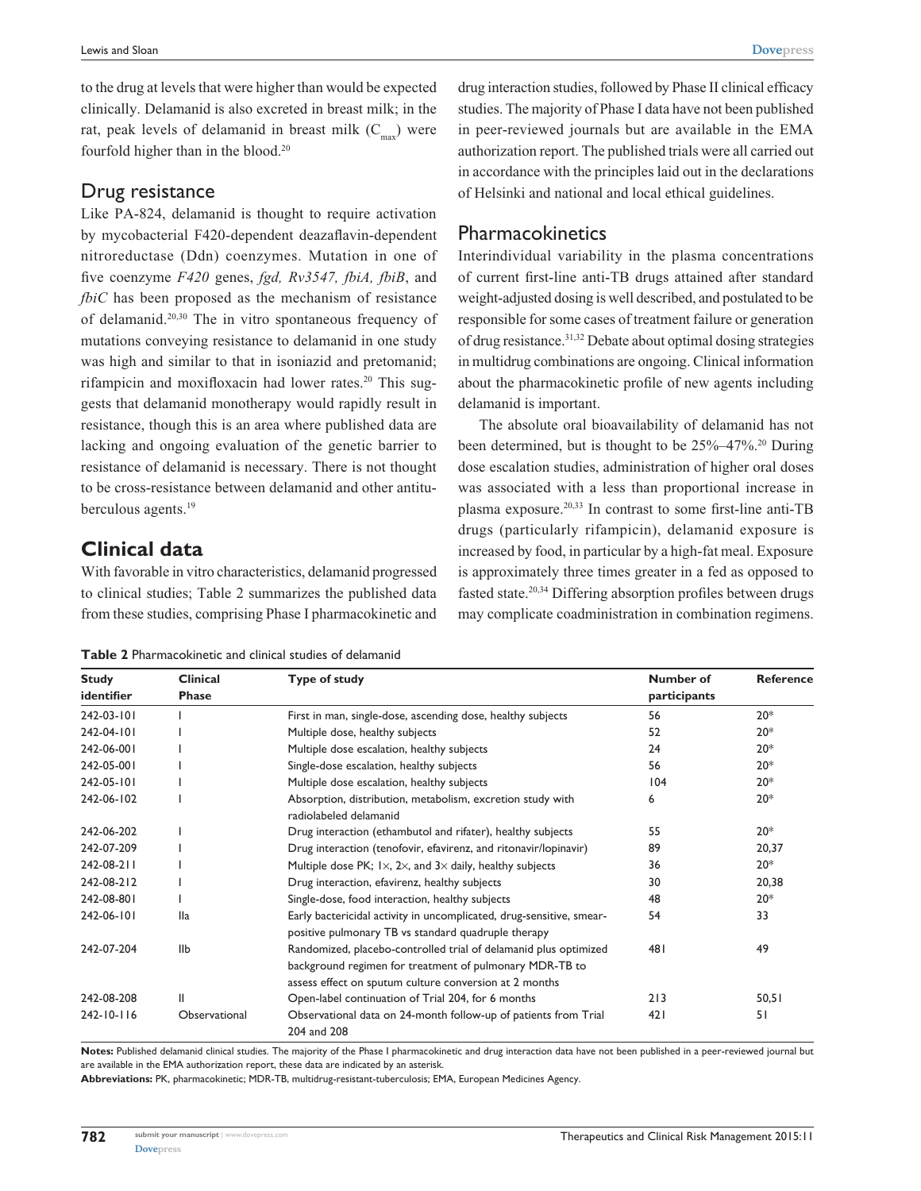to the drug at levels that were higher than would be expected clinically. Delamanid is also excreted in breast milk; in the rat, peak levels of delamanid in breast milk ($C_{max}$) were fourfold higher than in the blood.[20]

## Drug resistance

Like PA-824, delamanid is thought to require activation by mycobacterial F420-dependent deazaflavin-dependent nitroreductase (Ddn) coenzymes. Mutation in one of five coenzyme *F420* genes, *fgd, Rv3547, fbiA, fbiB*, and *fbiC* has been proposed as the mechanism of resistance of delamanid.[20,30] The in vitro spontaneous frequency of mutations conveying resistance to delamanid in one study was high and similar to that in isoniazid and pretomanid; rifampicin and moxifloxacin had lower rates.[20] This suggests that delamanid monotherapy would rapidly result in resistance, though this is an area where published data are lacking and ongoing evaluation of the genetic barrier to resistance of delamanid is necessary. There is not thought to be cross-resistance between delamanid and other antituberculous agents.[19]

# Clinical data

With favorable in vitro characteristics, delamanid progressed to clinical studies; Table 2 summarizes the published data from these studies, comprising Phase I pharmacokinetic and drug interaction studies, followed by Phase II clinical efficacy studies. The majority of Phase I data have not been published in peer-reviewed journals but are available in the EMA authorization report. The published trials were all carried out in accordance with the principles laid out in the declarations of Helsinki and national and local ethical guidelines.

## Pharmacokinetics

Interindividual variability in the plasma concentrations of current first-line anti-TB drugs attained after standard weight-adjusted dosing is well described, and postulated to be responsible for some cases of treatment failure or generation of drug resistance.[31,32] Debate about optimal dosing strategies in multidrug combinations are ongoing. Clinical information about the pharmacokinetic profile of new agents including delamanid is important.

The absolute oral bioavailability of delamanid has not been determined, but is thought to be 25%–47%.[20] During dose escalation studies, administration of higher oral doses was associated with a less than proportional increase in plasma exposure.[20,33] In contrast to some first-line anti-TB drugs (particularly rifampicin), delamanid exposure is increased by food, in particular by a high-fat meal. Exposure is approximately three times greater in a fed as opposed to fasted state.[20,34] Differing absorption profiles between drugs may complicate coadministration in combination regimens.

**Table 2** Pharmacokinetic and clinical studies of delamanid

| Study identifier | Clinical Phase | Type of study | Number of participants | Reference |
|---|---|---|---|---|
| 242-03-101 | I | First in man, single-dose, ascending dose, healthy subjects | 56 | 20* |
| 242-04-101 | I | Multiple dose, healthy subjects | 52 | 20* |
| 242-06-001 | I | Multiple dose escalation, healthy subjects | 24 | 20* |
| 242-05-001 | I | Single-dose escalation, healthy subjects | 56 | 20* |
| 242-05-101 | I | Multiple dose escalation, healthy subjects | 104 | 20* |
| 242-06-102 | I | Absorption, distribution, metabolism, excretion study with radiolabeled delamanid | 6 | 20* |
| 242-06-202 | I | Drug interaction (ethambutol and rifater), healthy subjects | 55 | 20* |
| 242-07-209 | I | Drug interaction (tenofovir, efavirenz, and ritonavir/lopinavir) | 89 | 20,37 |
| 242-08-211 | I | Multiple dose PK; 1×, 2×, and 3× daily, healthy subjects | 36 | 20* |
| 242-08-212 | I | Drug interaction, efavirenz, healthy subjects | 30 | 20,38 |
| 242-08-801 | I | Single-dose, food interaction, healthy subjects | 48 | 20* |
| 242-06-101 | IIa | Early bactericidal activity in uncomplicated, drug-sensitive, smear-positive pulmonary TB vs standard quadruple therapy | 54 | 33 |
| 242-07-204 | IIb | Randomized, placebo-controlled trial of delamanid plus optimized background regimen for treatment of pulmonary MDR-TB to assess effect on sputum culture conversion at 2 months | 481 | 49 |
| 242-08-208 | II | Open-label continuation of Trial 204, for 6 months | 213 | 50,51 |
| 242-10-116 | Observational | Observational data on 24-month follow-up of patients from Trial 204 and 208 | 421 | 51 |

**Notes:** Published delamanid clinical studies. The majority of the Phase I pharmacokinetic and drug interaction data have not been published in a peer-reviewed journal but are available in the EMA authorization report, these data are indicated by an asterisk.

**Abbreviations:** PK, pharmacokinetic; MDR-TB, multidrug-resistant-tuberculosis; EMA, European Medicines Agency.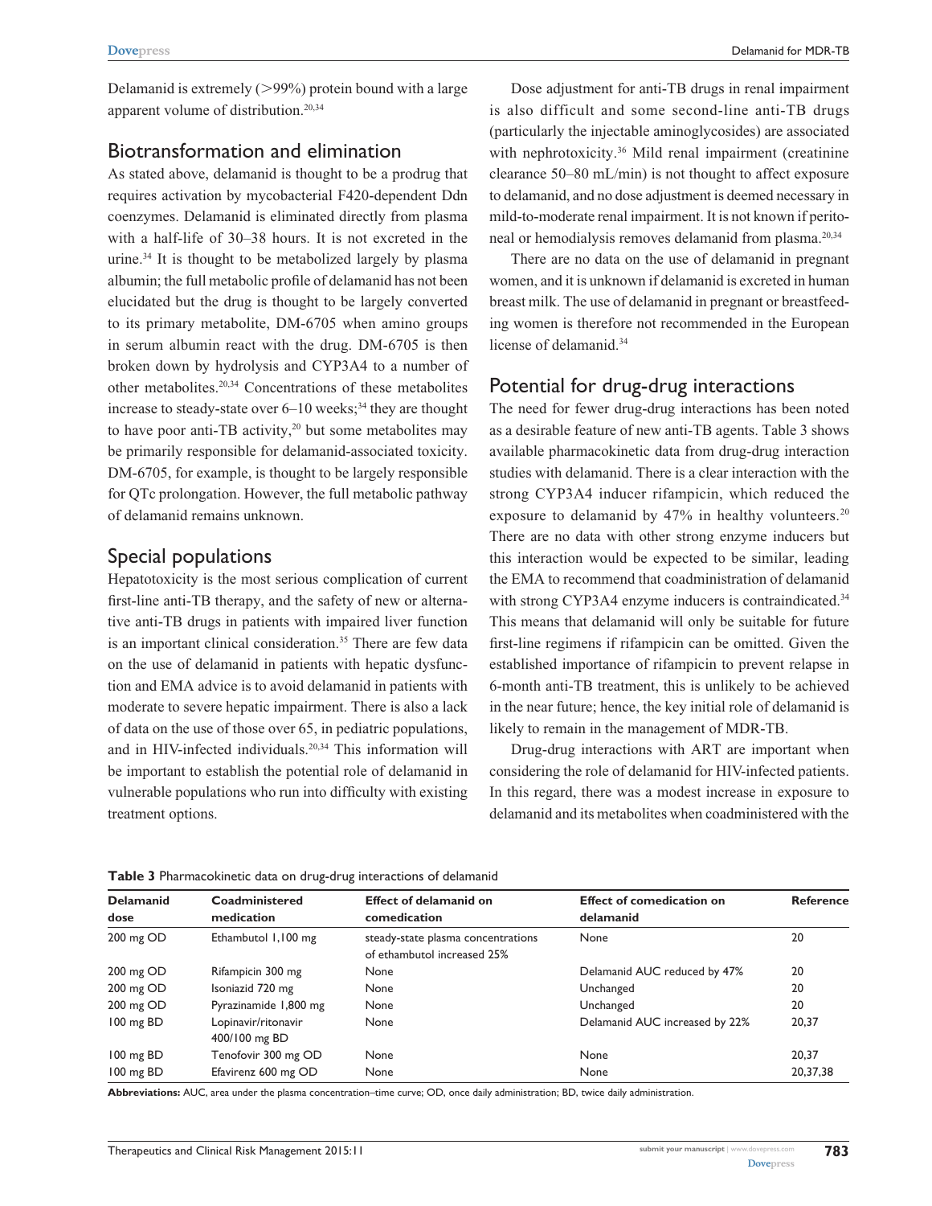Delamanid is extremely (>99%) protein bound with a large apparent volume of distribution.[20,34]

## Biotransformation and elimination

As stated above, delamanid is thought to be a prodrug that requires activation by mycobacterial F420-dependent Ddn coenzymes. Delamanid is eliminated directly from plasma with a half-life of 30–38 hours. It is not excreted in the urine.[34] It is thought to be metabolized largely by plasma albumin; the full metabolic profile of delamanid has not been elucidated but the drug is thought to be largely converted to its primary metabolite, DM-6705 when amino groups in serum albumin react with the drug. DM-6705 is then broken down by hydrolysis and CYP3A4 to a number of other metabolites.[20,34] Concentrations of these metabolites increase to steady-state over 6–10 weeks;[34] they are thought to have poor anti-TB activity,[20] but some metabolites may be primarily responsible for delamanid-associated toxicity. DM-6705, for example, is thought to be largely responsible for QTc prolongation. However, the full metabolic pathway of delamanid remains unknown.

## Special populations

Hepatotoxicity is the most serious complication of current first-line anti-TB therapy, and the safety of new or alternative anti-TB drugs in patients with impaired liver function is an important clinical consideration.[35] There are few data on the use of delamanid in patients with hepatic dysfunction and EMA advice is to avoid delamanid in patients with moderate to severe hepatic impairment. There is also a lack of data on the use of those over 65, in pediatric populations, and in HIV-infected individuals.[20,34] This information will be important to establish the potential role of delamanid in vulnerable populations who run into difficulty with existing treatment options.

Dose adjustment for anti-TB drugs in renal impairment is also difficult and some second-line anti-TB drugs (particularly the injectable aminoglycosides) are associated with nephrotoxicity.[36] Mild renal impairment (creatinine clearance 50–80 mL/min) is not thought to affect exposure to delamanid, and no dose adjustment is deemed necessary in mild-to-moderate renal impairment. It is not known if peritoneal or hemodialysis removes delamanid from plasma.[20,34]

There are no data on the use of delamanid in pregnant women, and it is unknown if delamanid is excreted in human breast milk. The use of delamanid in pregnant or breastfeeding women is therefore not recommended in the European license of delamanid.[34]

## Potential for drug-drug interactions

The need for fewer drug-drug interactions has been noted as a desirable feature of new anti-TB agents. Table 3 shows available pharmacokinetic data from drug-drug interaction studies with delamanid. There is a clear interaction with the strong CYP3A4 inducer rifampicin, which reduced the exposure to delamanid by 47% in healthy volunteers.[20] There are no data with other strong enzyme inducers but this interaction would be expected to be similar, leading the EMA to recommend that coadministration of delamanid with strong CYP3A4 enzyme inducers is contraindicated.[34] This means that delamanid will only be suitable for future first-line regimens if rifampicin can be omitted. Given the established importance of rifampicin to prevent relapse in 6-month anti-TB treatment, this is unlikely to be achieved in the near future; hence, the key initial role of delamanid is likely to remain in the management of MDR-TB.

Drug-drug interactions with ART are important when considering the role of delamanid for HIV-infected patients. In this regard, there was a modest increase in exposure to delamanid and its metabolites when coadministered with the

**Table 3** Pharmacokinetic data on drug-drug interactions of delamanid

| Delamanid dose | Coadministered medication | Effect of delamanid on comedication | Effect of comedication on delamanid | Reference |
|---|---|---|---|---|
| 200 mg OD | Ethambutol 1,100 mg | steady-state plasma concentrations of ethambutol increased 25% | None | 20 |
| 200 mg OD | Rifampicin 300 mg | None | Delamanid AUC reduced by 47% | 20 |
| 200 mg OD | Isoniazid 720 mg | None | Unchanged | 20 |
| 200 mg OD | Pyrazinamide 1,800 mg | None | Unchanged | 20 |
| 100 mg BD | Lopinavir/ritonavir 400/100 mg BD | None | Delamanid AUC increased by 22% | 20,37 |
| 100 mg BD | Tenofovir 300 mg OD | None | None | 20,37 |
| 100 mg BD | Efavirenz 600 mg OD | None | None | 20,37,38 |

**Abbreviations:** AUC, area under the plasma concentration–time curve; OD, once daily administration; BD, twice daily administration.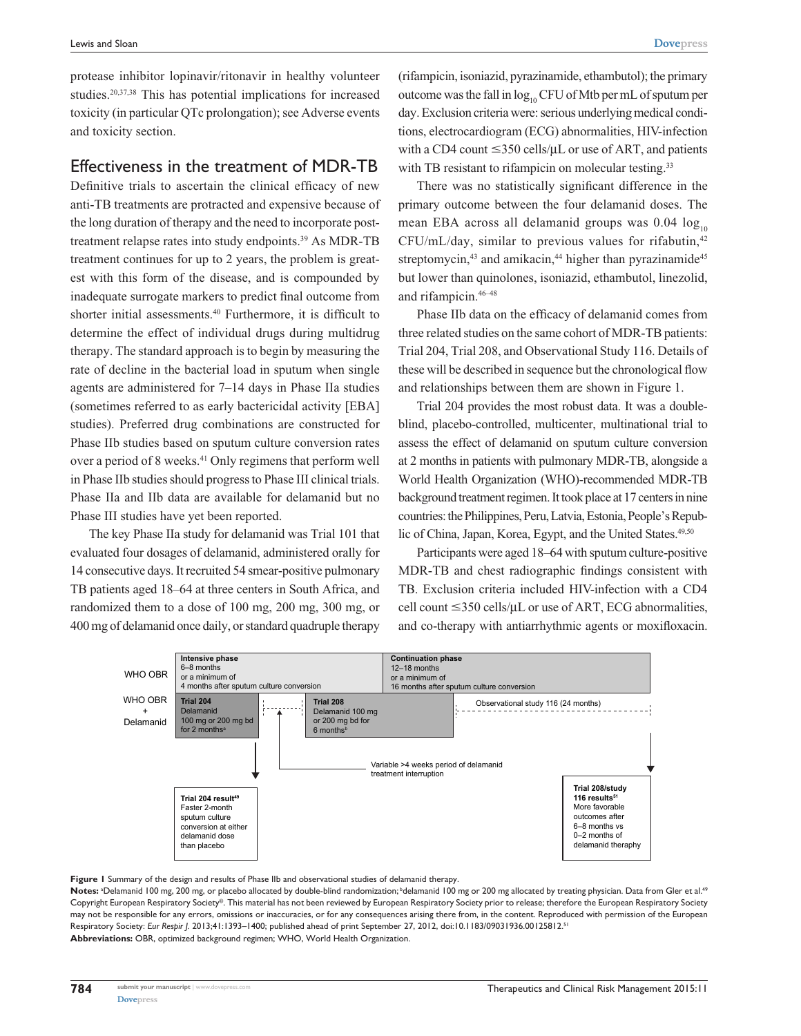protease inhibitor lopinavir/ritonavir in healthy volunteer studies.[20,37,38] This has potential implications for increased toxicity (in particular QTc prolongation); see Adverse events and toxicity section.

## Effectiveness in the treatment of MDR-TB

Definitive trials to ascertain the clinical efficacy of new anti-TB treatments are protracted and expensive because of the long duration of therapy and the need to incorporate post-treatment relapse rates into study endpoints.[39] As MDR-TB treatment continues for up to 2 years, the problem is greatest with this form of the disease, and is compounded by inadequate surrogate markers to predict final outcome from shorter initial assessments.[40] Furthermore, it is difficult to determine the effect of individual drugs during multidrug therapy. The standard approach is to begin by measuring the rate of decline in the bacterial load in sputum when single agents are administered for 7–14 days in Phase IIa studies (sometimes referred to as early bactericidal activity [EBA] studies). Preferred drug combinations are constructed for Phase IIb studies based on sputum culture conversion rates over a period of 8 weeks.[41] Only regimens that perform well in Phase IIb studies should progress to Phase III clinical trials. Phase IIa and IIb data are available for delamanid but no Phase III studies have yet been reported.

The key Phase IIa study for delamanid was Trial 101 that evaluated four dosages of delamanid, administered orally for 14 consecutive days. It recruited 54 smear-positive pulmonary TB patients aged 18–64 at three centers in South Africa, and randomized them to a dose of 100 mg, 200 mg, 300 mg, or 400 mg of delamanid once daily, or standard quadruple therapy (rifampicin, isoniazid, pyrazinamide, ethambutol); the primary outcome was the fall in $\log_{10}$ CFU of Mtb per mL of sputum per day. Exclusion criteria were: serious underlying medical conditions, electrocardiogram (ECG) abnormalities, HIV-infection with a CD4 count ≤350 cells/µL or use of ART, and patients with TB resistant to rifampicin on molecular testing.[33]

There was no statistically significant difference in the primary outcome between the four delamanid doses. The mean EBA across all delamanid groups was 0.04 $\log_{10}$ CFU/mL/day, similar to previous values for rifabutin,[42] streptomycin,[43] and amikacin,[44] higher than pyrazinamide[45] but lower than quinolones, isoniazid, ethambutol, linezolid, and rifampicin.[46–48]

Phase IIb data on the efficacy of delamanid comes from three related studies on the same cohort of MDR-TB patients: Trial 204, Trial 208, and Observational Study 116. Details of these will be described in sequence but the chronological flow and relationships between them are shown in Figure 1.

Trial 204 provides the most robust data. It was a double-blind, placebo-controlled, multicenter, multinational trial to assess the effect of delamanid on sputum culture conversion at 2 months in patients with pulmonary MDR-TB, alongside a World Health Organization (WHO)-recommended MDR-TB background treatment regimen. It took place at 17 centers in nine countries: the Philippines, Peru, Latvia, Estonia, People's Republic of China, Japan, Korea, Egypt, and the United States.[49,50]

Participants were aged 18–64 with sputum culture-positive MDR-TB and chest radiographic findings consistent with TB. Exclusion criteria included HIV-infection with a CD4 cell count ≤350 cells/µL or use of ART, ECG abnormalities, and co-therapy with antiarrhythmic agents or moxifloxacin.

| | | | |
|---|---|---|---|
| WHO OBR | **Intensive phase** 6–8 months or a minimum of 4 months after sputum culture conversion | | **Continuation phase** 12–18 months or a minimum of 16 months after sputum culture conversion |
| WHO OBR + Delamanid | **Trial 204** Delamanid 100 mg or 200 mg bd for 2 months[a] | **Trial 208** Delamanid 100 mg or 200 mg bd for 6 months[b] | Observational study 116 (24 months) |
| | Variable >4 weeks period of delamanid treatment interruption | | |
| | **Trial 204 result[49]** Faster 2-month sputum culture conversion at either delamanid dose than placebo | | **Trial 208/study 116 results[51]** More favorable outcomes after 6–8 months vs 0–2 months of delamanid theraphy |

**Figure 1** Summary of the design and results of Phase IIb and observational studies of delamanid therapy.

**Notes:** [a]Delamanid 100 mg, 200 mg, or placebo allocated by double-blind randomization; [b]delamanid 100 mg or 200 mg allocated by treating physician. Data from Gler et al.[49] Copyright European Respiratory Society©. This material has not been reviewed by European Respiratory Society prior to release; therefore the European Respiratory Society may not be responsible for any errors, omissions or inaccuracies, or for any consequences arising there from, in the content. Reproduced with permission of the European Respiratory Society: *Eur Respir J.* 2013;41:1393–1400; published ahead of print September 27, 2012, doi:10.1183/09031936.00125812.[51]

**Abbreviations:** OBR, optimized background regimen; WHO, World Health Organization.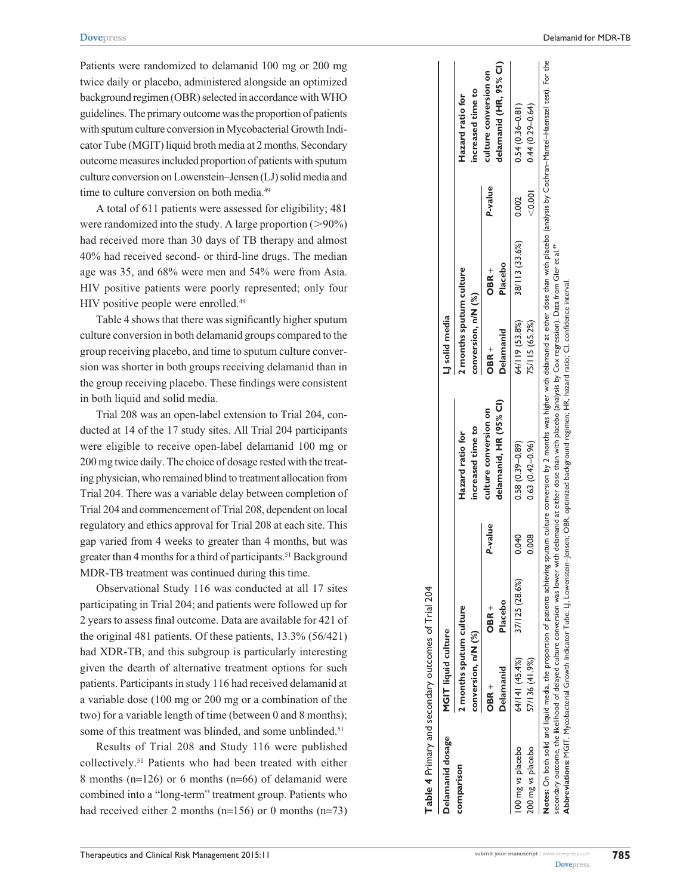Patients were randomized to delamanid 100 mg or 200 mg twice daily or placebo, administered alongside an optimized background regimen (OBR) selected in accordance with WHO guidelines. The primary outcome was the proportion of patients with sputum culture conversion in Mycobacterial Growth Indicator Tube (MGIT) liquid broth media at 2 months. Secondary outcome measures included proportion of patients with sputum culture conversion on Lowenstein–Jensen (LJ) solid media and time to culture conversion on both media.[49]

A total of 611 patients were assessed for eligibility; 481 were randomized into the study. A large proportion (>90%) had received more than 30 days of TB therapy and almost 40% had received second- or third-line drugs. The median age was 35, and 68% were men and 54% were from Asia. HIV positive patients were poorly represented; only four HIV positive people were enrolled.[49]

Table 4 shows that there was significantly higher sputum culture conversion in both delamanid groups compared to the group receiving placebo, and time to sputum culture conversion was shorter in both groups receiving delamanid than in the group receiving placebo. These findings were consistent in both liquid and solid media.

Trial 208 was an open-label extension to Trial 204, conducted at 14 of the 17 study sites. All Trial 204 participants were eligible to receive open-label delamanid 100 mg or 200 mg twice daily. The choice of dosage rested with the treating physician, who remained blind to treatment allocation from Trial 204. There was a variable delay between completion of Trial 204 and commencement of Trial 208, dependent on local regulatory and ethics approval for Trial 208 at each site. This gap varied from 4 weeks to greater than 4 months, but was greater than 4 months for a third of participants.[51] Background MDR-TB treatment was continued during this time.

Observational Study 116 was conducted at all 17 sites participating in Trial 204; and patients were followed up for 2 years to assess final outcome. Data are available for 421 of the original 481 patients. Of these patients, 13.3% (56/421) had XDR-TB, and this subgroup is particularly interesting given the dearth of alternative treatment options for such patients. Participants in study 116 had received delamanid at a variable dose (100 mg or 200 mg or a combination of the two) for a variable length of time (between 0 and 8 months); some of this treatment was blinded, and some unblinded.[51]

Results of Trial 208 and Study 116 were published collectively.[51] Patients who had been treated with either 8 months (n=126) or 6 months (n=66) of delamanid were combined into a "long-term" treatment group. Patients who had received either 2 months (n=156) or 0 months (n=73)

**Table 4** Primary and secondary outcomes of Trial 204

| Delamanid dosage comparison | MGIT liquid culture | | | | LJ solid media | | | |
|---|---|---|---|---|---|---|---|---|
| | 2 months sputum culture conversion, n/N (%) | | | Hazard ratio for increased time to culture conversion on delamanid, HR (95% CI) | 2 months sputum culture conversion, n/N (%) | | | Hazard ratio for increased time to culture conversion on delamanid (HR, 95% CI) |
| | OBR + Delamanid | OBR + Placebo | P-value | | OBR + Delamanid | OBR + Placebo | P-value | |
| 100 mg vs placebo | 64/141 (45.4%) | 37/125 (28.6%) | 0.040 | 0.58 (0.39–0.89) | 64/119 (53.8%) | 38/113 (33.6%) | 0.002 | 0.54 (0.36–0.81) |
| 200 mg vs placebo | 57/136 (41.9%) | | 0.008 | 0.63 (0.42–0.96) | 75/115 (65.2%) | | <0.001 | 0.44 (0.29–0.64) |

**Notes:** On both solid and liquid media, the proportion of patients achieving sputum culture conversion by 2 months was higher with delamanid at either dose than with placebo (analysis by Cochran–Mantel–Haenszel test). For the secondary outcome, the likelihood of delayed culture conversion was lower with delamanid at either dose than with placebo (analysis by Cox regression). Data from Gler et al.[49]
**Abbreviations:** MGIT, Mycobacterial Growth Indicator Tube; LJ, Lowenstein–Jensen; OBR, optimized background regimen; HR, hazard ratio; CI, confidence interval.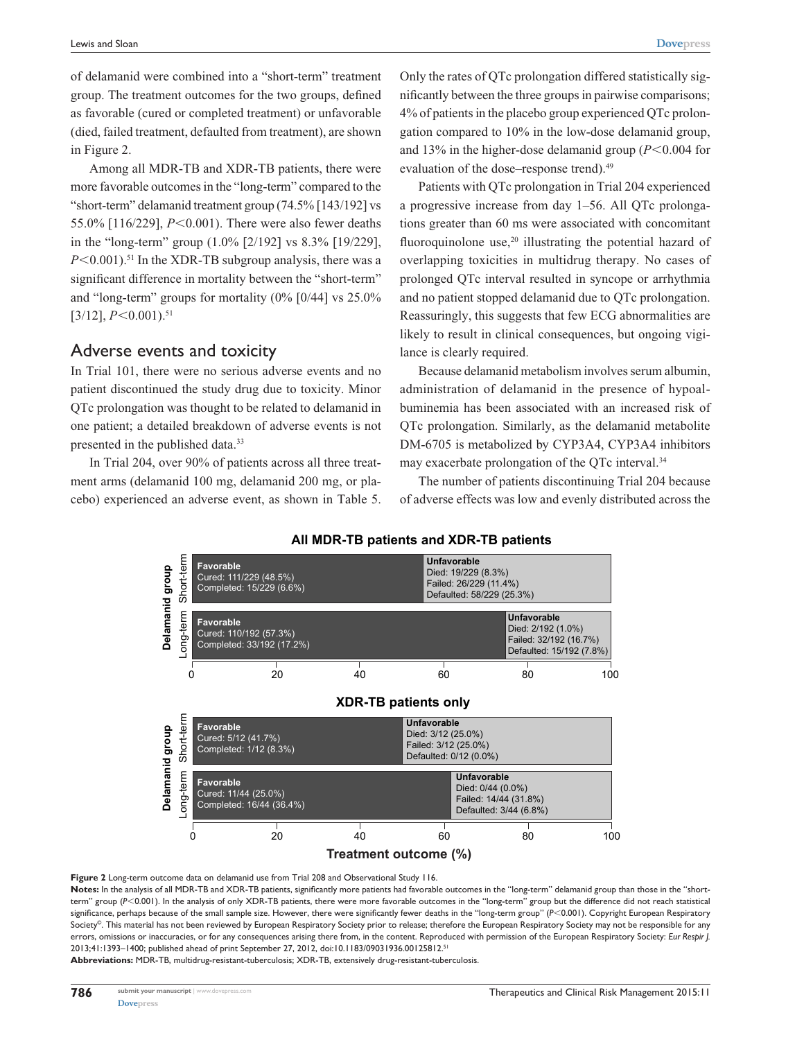of delamanid were combined into a "short-term" treatment group. The treatment outcomes for the two groups, defined as favorable (cured or completed treatment) or unfavorable (died, failed treatment, defaulted from treatment), are shown in Figure 2.

Among all MDR-TB and XDR-TB patients, there were more favorable outcomes in the "long-term" compared to the "short-term" delamanid treatment group (74.5% [143/192] vs 55.0% [116/229], $P<0.001$). There were also fewer deaths in the "long-term" group (1.0% [2/192] vs 8.3% [19/229], $P<0.001$).[51] In the XDR-TB subgroup analysis, there was a significant difference in mortality between the "short-term" and "long-term" groups for mortality (0% [0/44] vs 25.0% [3/12], $P<0.001$).[51]

## Adverse events and toxicity

In Trial 101, there were no serious adverse events and no patient discontinued the study drug due to toxicity. Minor QTc prolongation was thought to be related to delamanid in one patient; a detailed breakdown of adverse events is not presented in the published data.[33]

In Trial 204, over 90% of patients across all three treatment arms (delamanid 100 mg, delamanid 200 mg, or placebo) experienced an adverse event, as shown in Table 5. Only the rates of QTc prolongation differed statistically significantly between the three groups in pairwise comparisons; 4% of patients in the placebo group experienced QTc prolongation compared to 10% in the low-dose delamanid group, and 13% in the higher-dose delamanid group ($P<0.004$ for evaluation of the dose–response trend).[49]

Patients with QTc prolongation in Trial 204 experienced a progressive increase from day 1–56. All QTc prolongations greater than 60 ms were associated with concomitant fluoroquinolone use,[20] illustrating the potential hazard of overlapping toxicities in multidrug therapy. No cases of prolonged QTc interval resulted in syncope or arrhythmia and no patient stopped delamanid due to QTc prolongation. Reassuringly, this suggests that few ECG abnormalities are likely to result in clinical consequences, but ongoing vigilance is clearly required.

Because delamanid metabolism involves serum albumin, administration of delamanid in the presence of hypoalbuminemia has been associated with an increased risk of QTc prolongation. Similarly, as the delamanid metabolite DM-6705 is metabolized by CYP3A4, CYP3A4 inhibitors may exacerbate prolongation of the QTc interval.[34]

The number of patients discontinuing Trial 204 because of adverse effects was low and evenly distributed across the

**All MDR-TB patients and XDR-TB patients**

| Delamanid group | Favorable | Unfavorable |
|---|---|---|
| Short-term | Cured: 111/229 (48.5%)<br>Completed: 15/229 (6.6%) | Died: 19/229 (8.3%)<br>Failed: 26/229 (11.4%)<br>Defaulted: 58/229 (25.3%) |
| Long-term | Cured: 110/192 (57.3%)<br>Completed: 33/192 (17.2%) | Died: 2/192 (1.0%)<br>Failed: 32/192 (16.7%)<br>Defaulted: 15/192 (7.8%) |

**XDR-TB patients only**

| Delamanid group | Favorable | Unfavorable |
|---|---|---|
| Short-term | Cured: 5/12 (41.7%)<br>Completed: 1/12 (8.3%) | Died: 3/12 (25.0%)<br>Failed: 3/12 (25.0%)<br>Defaulted: 0/12 (0.0%) |
| Long-term | Cured: 11/44 (25.0%)<br>Completed: 16/44 (36.4%) | Died: 0/44 (0.0%)<br>Failed: 14/44 (31.8%)<br>Defaulted: 3/44 (6.8%) |

Treatment outcome (%)

**Figure 2** Long-term outcome data on delamanid use from Trial 208 and Observational Study 116.

**Notes:** In the analysis of all MDR-TB and XDR-TB patients, significantly more patients had favorable outcomes in the "long-term" delamanid group than those in the "short-term" group ($P<0.001$). In the analysis of only XDR-TB patients, there were more favorable outcomes in the "long-term" group but the difference did not reach statistical significance, perhaps because of the small sample size. However, there were significantly fewer deaths in the "long-term group" ($P<0.001$). Copyright European Respiratory Society©. This material has not been reviewed by European Respiratory Society prior to release; therefore the European Respiratory Society may not be responsible for any errors, omissions or inaccuracies, or for any consequences arising there from, in the content. Reproduced with permission of the European Respiratory Society: *Eur Respir J.* 2013;41:1393–1400; published ahead of print September 27, 2012, doi:10.1183/09031936.00125812.[51]

**Abbreviations:** MDR-TB, multidrug-resistant-tuberculosis; XDR-TB, extensively drug-resistant-tuberculosis.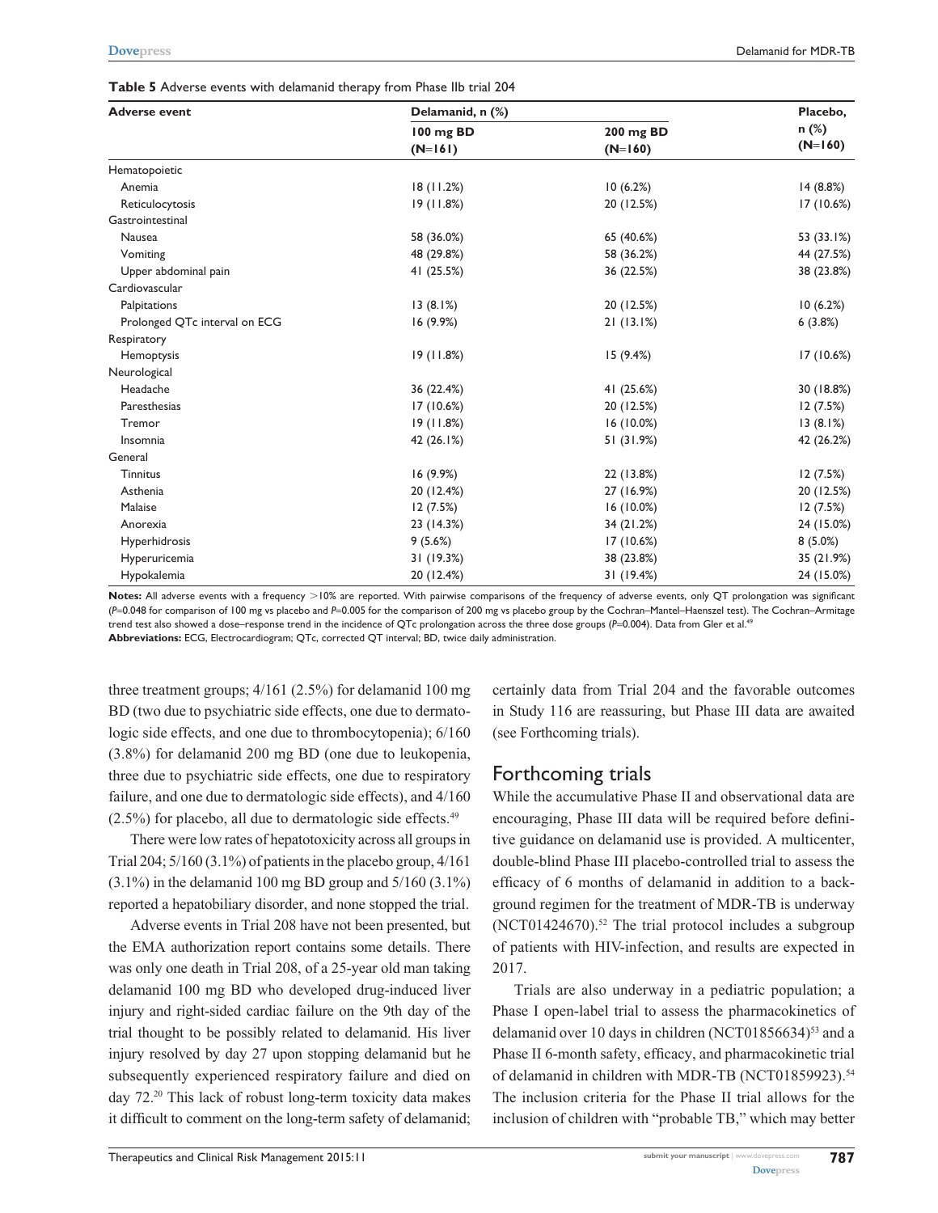**Table 5** Adverse events with delamanid therapy from Phase IIb trial 204

| Adverse event | Delamanid, n (%) | | Placebo, n (%) (N=160) |
|---|---|---|---|
| | 100 mg BD (N=161) | 200 mg BD (N=160) | |
| Hematopoietic | | | |
| Anemia | 18 (11.2%) | 10 (6.2%) | 14 (8.8%) |
| Reticulocytosis | 19 (11.8%) | 20 (12.5%) | 17 (10.6%) |
| Gastrointestinal | | | |
| Nausea | 58 (36.0%) | 65 (40.6%) | 53 (33.1%) |
| Vomiting | 48 (29.8%) | 58 (36.2%) | 44 (27.5%) |
| Upper abdominal pain | 41 (25.5%) | 36 (22.5%) | 38 (23.8%) |
| Cardiovascular | | | |
| Palpitations | 13 (8.1%) | 20 (12.5%) | 10 (6.2%) |
| Prolonged QTc interval on ECG | 16 (9.9%) | 21 (13.1%) | 6 (3.8%) |
| Respiratory | | | |
| Hemoptysis | 19 (11.8%) | 15 (9.4%) | 17 (10.6%) |
| Neurological | | | |
| Headache | 36 (22.4%) | 41 (25.6%) | 30 (18.8%) |
| Paresthesias | 17 (10.6%) | 20 (12.5%) | 12 (7.5%) |
| Tremor | 19 (11.8%) | 16 (10.0%) | 13 (8.1%) |
| Insomnia | 42 (26.1%) | 51 (31.9%) | 42 (26.2%) |
| General | | | |
| Tinnitus | 16 (9.9%) | 22 (13.8%) | 12 (7.5%) |
| Asthenia | 20 (12.4%) | 27 (16.9%) | 20 (12.5%) |
| Malaise | 12 (7.5%) | 16 (10.0%) | 12 (7.5%) |
| Anorexia | 23 (14.3%) | 34 (21.2%) | 24 (15.0%) |
| Hyperhidrosis | 9 (5.6%) | 17 (10.6%) | 8 (5.0%) |
| Hyperuricemia | 31 (19.3%) | 38 (23.8%) | 35 (21.9%) |
| Hypokalemia | 20 (12.4%) | 31 (19.4%) | 24 (15.0%) |

**Notes:** All adverse events with a frequency >10% are reported. With pairwise comparisons of the frequency of adverse events, only QT prolongation was significant ($P$=0.048 for comparison of 100 mg vs placebo and $P$=0.005 for the comparison of 200 mg vs placebo group by the Cochran–Mantel–Haenszel test). The Cochran–Armitage trend test also showed a dose–response trend in the incidence of QTc prolongation across the three dose groups ($P$=0.004). Data from Gler et al.[49]
**Abbreviations:** ECG, Electrocardiogram; QTc, corrected QT interval; BD, twice daily administration.

three treatment groups; 4/161 (2.5%) for delamanid 100 mg BD (two due to psychiatric side effects, one due to dermatologic side effects, and one due to thrombocytopenia); 6/160 (3.8%) for delamanid 200 mg BD (one due to leukopenia, three due to psychiatric side effects, one due to respiratory failure, and one due to dermatologic side effects), and 4/160 (2.5%) for placebo, all due to dermatologic side effects.[49]

There were low rates of hepatotoxicity across all groups in Trial 204; 5/160 (3.1%) of patients in the placebo group, 4/161 (3.1%) in the delamanid 100 mg BD group and 5/160 (3.1%) reported a hepatobiliary disorder, and none stopped the trial.

Adverse events in Trial 208 have not been presented, but the EMA authorization report contains some details. There was only one death in Trial 208, of a 25-year old man taking delamanid 100 mg BD who developed drug-induced liver injury and right-sided cardiac failure on the 9th day of the trial thought to be possibly related to delamanid. His liver injury resolved by day 27 upon stopping delamanid but he subsequently experienced respiratory failure and died on day 72.[20] This lack of robust long-term toxicity data makes it difficult to comment on the long-term safety of delamanid; certainly data from Trial 204 and the favorable outcomes in Study 116 are reassuring, but Phase III data are awaited (see Forthcoming trials).

## Forthcoming trials

While the accumulative Phase II and observational data are encouraging, Phase III data will be required before definitive guidance on delamanid use is provided. A multicenter, double-blind Phase III placebo-controlled trial to assess the efficacy of 6 months of delamanid in addition to a background regimen for the treatment of MDR-TB is underway (NCT01424670).[52] The trial protocol includes a subgroup of patients with HIV-infection, and results are expected in 2017.

Trials are also underway in a pediatric population; a Phase I open-label trial to assess the pharmacokinetics of delamanid over 10 days in children (NCT01856634)[53] and a Phase II 6-month safety, efficacy, and pharmacokinetic trial of delamanid in children with MDR-TB (NCT01859923).[54] The inclusion criteria for the Phase II trial allows for the inclusion of children with "probable TB," which may better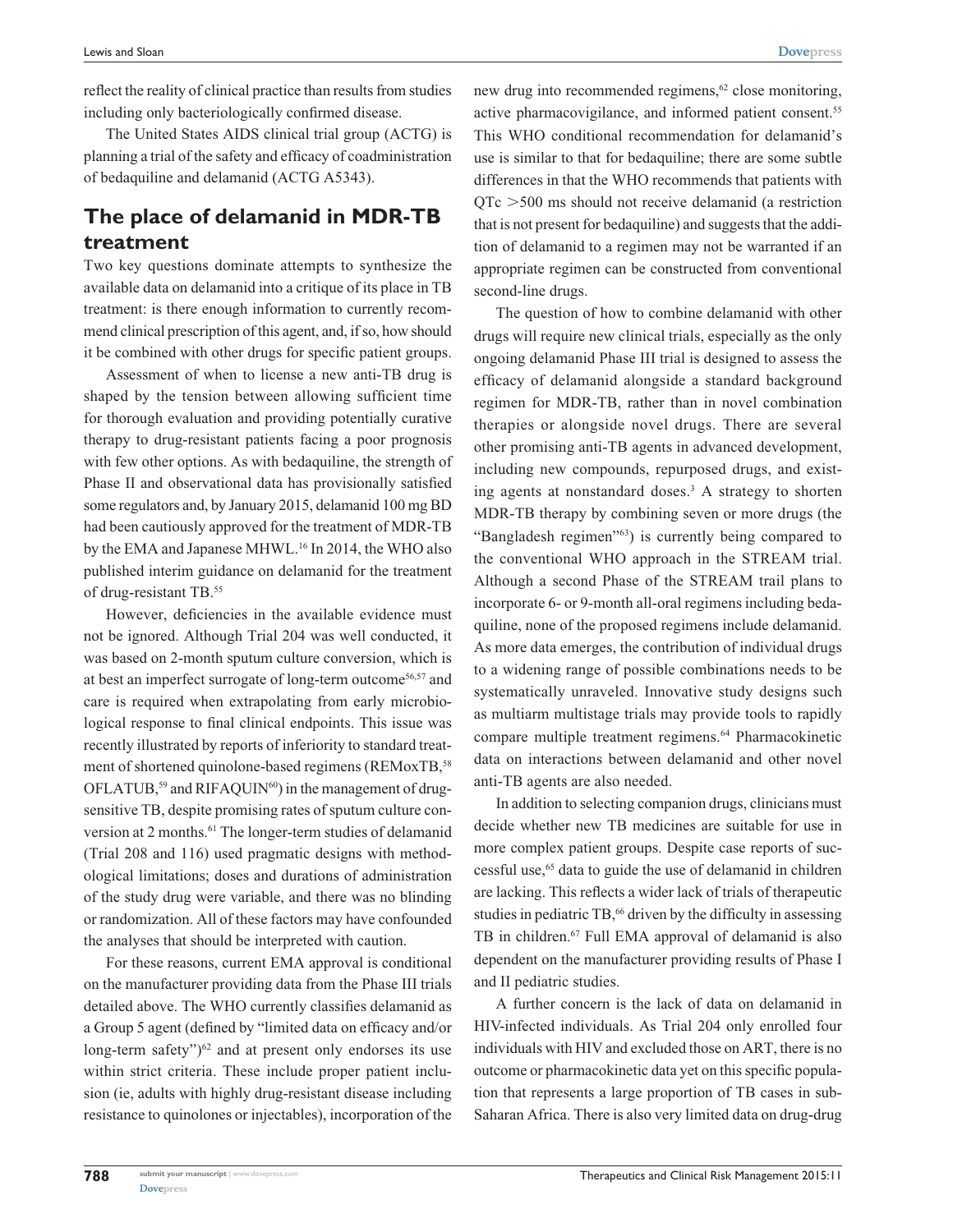reflect the reality of clinical practice than results from studies including only bacteriologically confirmed disease.

The United States AIDS clinical trial group (ACTG) is planning a trial of the safety and efficacy of coadministration of bedaquiline and delamanid (ACTG A5343).

## The place of delamanid in MDR-TB treatment

Two key questions dominate attempts to synthesize the available data on delamanid into a critique of its place in TB treatment: is there enough information to currently recommend clinical prescription of this agent, and, if so, how should it be combined with other drugs for specific patient groups.

Assessment of when to license a new anti-TB drug is shaped by the tension between allowing sufficient time for thorough evaluation and providing potentially curative therapy to drug-resistant patients facing a poor prognosis with few other options. As with bedaquiline, the strength of Phase II and observational data has provisionally satisfied some regulators and, by January 2015, delamanid 100 mg BD had been cautiously approved for the treatment of MDR-TB by the EMA and Japanese MHWL.[16] In 2014, the WHO also published interim guidance on delamanid for the treatment of drug-resistant TB.[55]

However, deficiencies in the available evidence must not be ignored. Although Trial 204 was well conducted, it was based on 2-month sputum culture conversion, which is at best an imperfect surrogate of long-term outcome[56,57] and care is required when extrapolating from early microbiological response to final clinical endpoints. This issue was recently illustrated by reports of inferiority to standard treatment of shortened quinolone-based regimens (REMoxTB,[58] OFLATUB,[59] and RIFAQUIN[60]) in the management of drug-sensitive TB, despite promising rates of sputum culture conversion at 2 months.[61] The longer-term studies of delamanid (Trial 208 and 116) used pragmatic designs with methodological limitations; doses and durations of administration of the study drug were variable, and there was no blinding or randomization. All of these factors may have confounded the analyses that should be interpreted with caution.

For these reasons, current EMA approval is conditional on the manufacturer providing data from the Phase III trials detailed above. The WHO currently classifies delamanid as a Group 5 agent (defined by "limited data on efficacy and/or long-term safety")[62] and at present only endorses its use within strict criteria. These include proper patient inclusion (ie, adults with highly drug-resistant disease including resistance to quinolones or injectables), incorporation of the new drug into recommended regimens,[62] close monitoring, active pharmacovigilance, and informed patient consent.[55] This WHO conditional recommendation for delamanid's use is similar to that for bedaquiline; there are some subtle differences in that the WHO recommends that patients with QTc >500 ms should not receive delamanid (a restriction that is not present for bedaquiline) and suggests that the addition of delamanid to a regimen may not be warranted if an appropriate regimen can be constructed from conventional second-line drugs.

The question of how to combine delamanid with other drugs will require new clinical trials, especially as the only ongoing delamanid Phase III trial is designed to assess the efficacy of delamanid alongside a standard background regimen for MDR-TB, rather than in novel combination therapies or alongside novel drugs. There are several other promising anti-TB agents in advanced development, including new compounds, repurposed drugs, and existing agents at nonstandard doses.[3] A strategy to shorten MDR-TB therapy by combining seven or more drugs (the "Bangladesh regimen"[63]) is currently being compared to the conventional WHO approach in the STREAM trial. Although a second Phase of the STREAM trail plans to incorporate 6- or 9-month all-oral regimens including bedaquiline, none of the proposed regimens include delamanid. As more data emerges, the contribution of individual drugs to a widening range of possible combinations needs to be systematically unraveled. Innovative study designs such as multiarm multistage trials may provide tools to rapidly compare multiple treatment regimens.[64] Pharmacokinetic data on interactions between delamanid and other novel anti-TB agents are also needed.

In addition to selecting companion drugs, clinicians must decide whether new TB medicines are suitable for use in more complex patient groups. Despite case reports of successful use,[65] data to guide the use of delamanid in children are lacking. This reflects a wider lack of trials of therapeutic studies in pediatric TB,[66] driven by the difficulty in assessing TB in children.[67] Full EMA approval of delamanid is also dependent on the manufacturer providing results of Phase I and II pediatric studies.

A further concern is the lack of data on delamanid in HIV-infected individuals. As Trial 204 only enrolled four individuals with HIV and excluded those on ART, there is no outcome or pharmacokinetic data yet on this specific population that represents a large proportion of TB cases in sub-Saharan Africa. There is also very limited data on drug-drug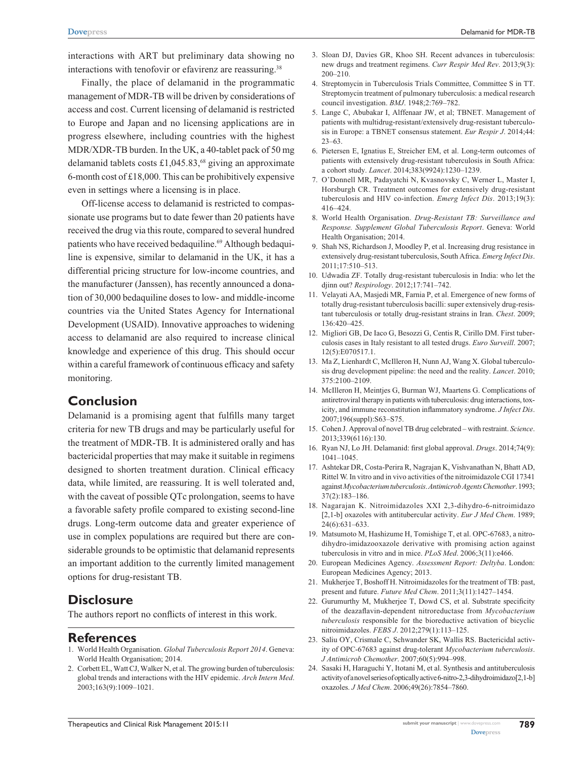interactions with ART but preliminary data showing no interactions with tenofovir or efavirenz are reassuring.[38]

Finally, the place of delamanid in the programmatic management of MDR-TB will be driven by considerations of access and cost. Current licensing of delamanid is restricted to Europe and Japan and no licensing applications are in progress elsewhere, including countries with the highest MDR/XDR-TB burden. In the UK, a 40-tablet pack of 50 mg delamanid tablets costs £1,045.83,[68] giving an approximate 6-month cost of £18,000. This can be prohibitively expensive even in settings where a licensing is in place.

Off-license access to delamanid is restricted to compassionate use programs but to date fewer than 20 patients have received the drug via this route, compared to several hundred patients who have received bedaquiline.[69] Although bedaquiline is expensive, similar to delamanid in the UK, it has a differential pricing structure for low-income countries, and the manufacturer (Janssen), has recently announced a donation of 30,000 bedaquiline doses to low- and middle-income countries via the United States Agency for International Development (USAID). Innovative approaches to widening access to delamanid are also required to increase clinical knowledge and experience of this drug. This should occur within a careful framework of continuous efficacy and safety monitoring.

## Conclusion

Delamanid is a promising agent that fulfills many target criteria for new TB drugs and may be particularly useful for the treatment of MDR-TB. It is administered orally and has bactericidal properties that may make it suitable in regimens designed to shorten treatment duration. Clinical efficacy data, while limited, are reassuring. It is well tolerated and, with the caveat of possible QTc prolongation, seems to have a favorable safety profile compared to existing second-line drugs. Long-term outcome data and greater experience of use in complex populations are required but there are considerable grounds to be optimistic that delamanid represents an important addition to the currently limited management options for drug-resistant TB.

## Disclosure

The authors report no conflicts of interest in this work.

## References

1. World Health Organisation. *Global Tuberculosis Report 2014*. Geneva: World Health Organisation; 2014.
2. Corbett EL, Watt CJ, Walker N, et al. The growing burden of tuberculosis: global trends and interactions with the HIV epidemic. *Arch Intern Med*. 2003;163(9):1009–1021.
3. Sloan DJ, Davies GR, Khoo SH. Recent advances in tuberculosis: new drugs and treatment regimens. *Curr Respir Med Rev*. 2013;9(3):200–210.
4. Streptomycin in Tuberculosis Trials Committee, Committee S in TT. Streptomycin treatment of pulmonary tuberculosis: a medical research council investigation. *BMJ*. 1948;2:769–782.
5. Lange C, Abubakar I, Alffenaar JW, et al; TBNET. Management of patients with multidrug-resistant/extensively drug-resistant tuberculosis in Europe: a TBNET consensus statement. *Eur Respir J*. 2014;44:23–63.
6. Pietersen E, Ignatius E, Streicher EM, et al. Long-term outcomes of patients with extensively drug-resistant tuberculosis in South Africa: a cohort study. *Lancet*. 2014;383(9924):1230–1239.
7. O'Donnell MR, Padayatchi N, Kvasnovsky C, Werner L, Master I, Horsburgh CR. Treatment outcomes for extensively drug-resistant tuberculosis and HIV co-infection. *Emerg Infect Dis*. 2013;19(3):416–424.
8. World Health Organisation. *Drug-Resistant TB: Surveillance and Response. Supplement Global Tuberculosis Report*. Geneva: World Health Organisation; 2014.
9. Shah NS, Richardson J, Moodley P, et al. Increasing drug resistance in extensively drug-resistant tuberculosis, South Africa. *Emerg Infect Dis*. 2011;17:510–513.
10. Udwadia ZF. Totally drug-resistant tuberculosis in India: who let the djinn out? *Respirology*. 2012;17:741–742.
11. Velayati AA, Masjedi MR, Farnia P, et al. Emergence of new forms of totally drug-resistant tuberculosis bacilli: super extensively drug-resistant tuberculosis or totally drug-resistant strains in Iran. *Chest*. 2009;136:420–425.
12. Migliori GB, De Iaco G, Besozzi G, Centis R, Cirillo DM. First tuberculosis cases in Italy resistant to all tested drugs. *Euro Surveill*. 2007;12(5):E070517.1.
13. Ma Z, Lienhardt C, McIlleron H, Nunn AJ, Wang X. Global tuberculosis drug development pipeline: the need and the reality. *Lancet*. 2010;375:2100–2109.
14. McIlleron H, Meintjes G, Burman WJ, Maartens G. Complications of antiretroviral therapy in patients with tuberculosis: drug interactions, toxicity, and immune reconstitution inflammatory syndrome. *J Infect Dis*. 2007;196(suppl):S63–S75.
15. Cohen J. Approval of novel TB drug celebrated – with restraint. *Science*. 2013;339(6116):130.
16. Ryan NJ, Lo JH. Delamanid: first global approval. *Drugs*. 2014;74(9):1041–1045.
17. Ashtekar DR, Costa-Perira R, Nagrajan K, Vishvanathan N, Bhatt AD, Rittel W. In vitro and in vivo activities of the nitroimidazole CGI 17341 against *Mycobacterium tuberculosis*. *Antimicrob Agents Chemother*. 1993;37(2):183–186.
18. Nagarajan K. Nitroimidazoles XXI 2,3-dihydro-6-nitroimidazo [2,1-b] oxazoles with antitubercular activity. *Eur J Med Chem*. 1989;24(6):631–633.
19. Matsumoto M, Hashizume H, Tomishige T, et al. OPC-67683, a nitro-dihydro-imidazooxazole derivative with promising action against tuberculosis in vitro and in mice. *PLoS Med*. 2006;3(11):e466.
20. European Medicines Agency. *Assessment Report: Deltyba*. London: European Medicines Agency; 2013.
21. Mukherjee T, Boshoff H. Nitroimidazoles for the treatment of TB: past, present and future. *Future Med Chem*. 2011;3(11):1427–1454.
22. Gurumurthy M, Mukherjee T, Dowd CS, et al. Substrate specificity of the deazaflavin-dependent nitroreductase from *Mycobacterium tuberculosis* responsible for the bioreductive activation of bicyclic nitroimidazoles. *FEBS J*. 2012;279(1):113–125.
23. Saliu OY, Crismale C, Schwander SK, Wallis RS. Bactericidal activity of OPC-67683 against drug-tolerant *Mycobacterium tuberculosis*. *J Antimicrob Chemother*. 2007;60(5):994–998.
24. Sasaki H, Haraguchi Y, Itotani M, et al. Synthesis and antituberculosis activity of a novel series of optically active 6-nitro-2,3-dihydroimidazo[2,1-b] oxazoles. *J Med Chem*. 2006;49(26):7854–7860.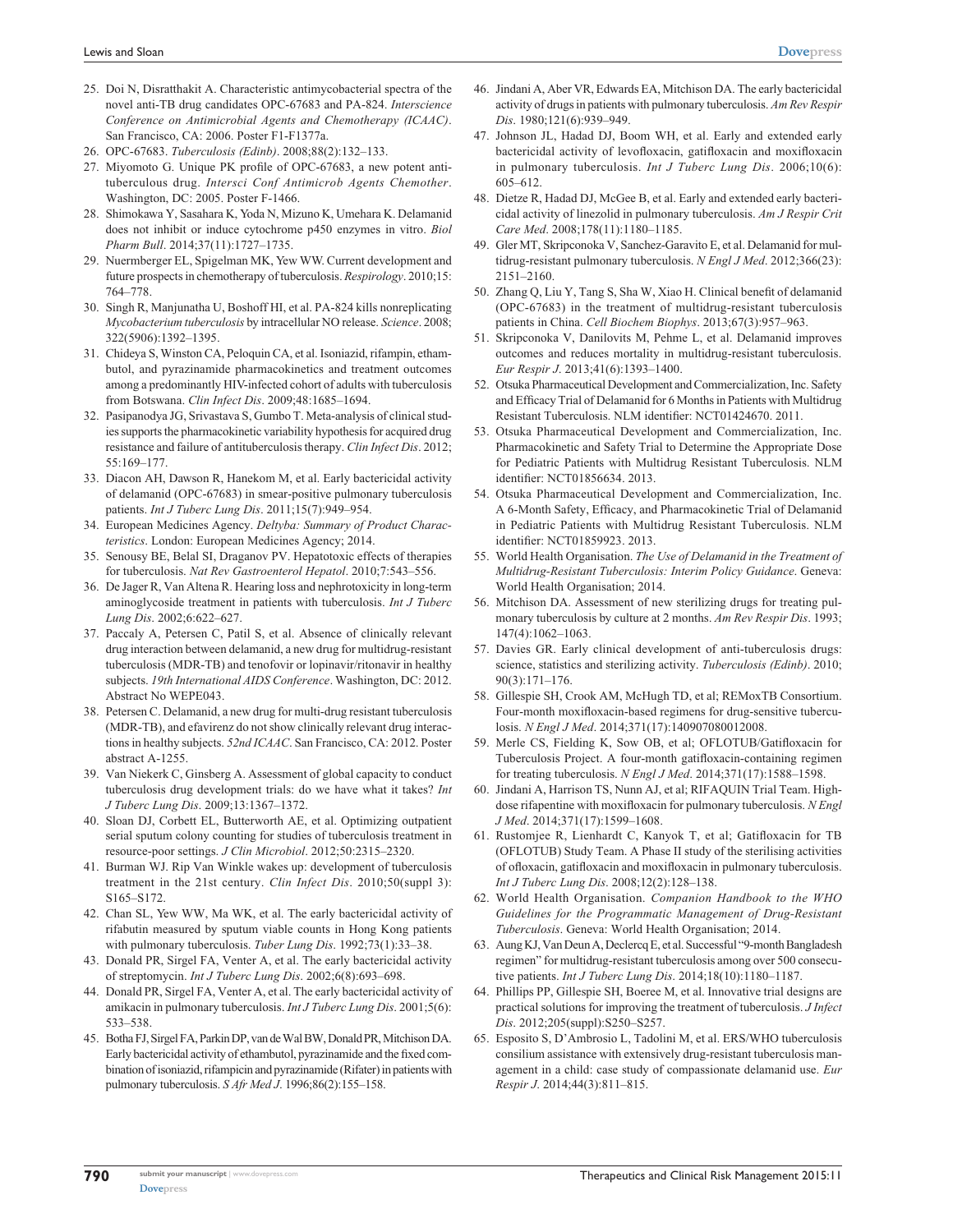25. Doi N, Disratthakit A. Characteristic antimycobacterial spectra of the novel anti-TB drug candidates OPC-67683 and PA-824. *Interscience Conference on Antimicrobial Agents and Chemotherapy (ICAAC)*. San Francisco, CA: 2006. Poster F1-F1377a.
26. OPC-67683. *Tuberculosis (Edinb)*. 2008;88(2):132–133.
27. Miyomoto G. Unique PK profile of OPC-67683, a new potent antituberculous drug. *Intersci Conf Antimicrob Agents Chemother*. Washington, DC: 2005. Poster F-1466.
28. Shimokawa Y, Sasahara K, Yoda N, Mizuno K, Umehara K. Delamanid does not inhibit or induce cytochrome p450 enzymes in vitro. *Biol Pharm Bull*. 2014;37(11):1727–1735.
29. Nuermberger EL, Spigelman MK, Yew WW. Current development and future prospects in chemotherapy of tuberculosis. *Respirology*. 2010;15:764–778.
30. Singh R, Manjunatha U, Boshoff HI, et al. PA-824 kills nonreplicating *Mycobacterium tuberculosis* by intracellular NO release. *Science*. 2008;322(5906):1392–1395.
31. Chideya S, Winston CA, Peloquin CA, et al. Isoniazid, rifampin, ethambutol, and pyrazinamide pharmacokinetics and treatment outcomes among a predominantly HIV-infected cohort of adults with tuberculosis from Botswana. *Clin Infect Dis*. 2009;48:1685–1694.
32. Pasipanodya JG, Srivastava S, Gumbo T. Meta-analysis of clinical studies supports the pharmacokinetic variability hypothesis for acquired drug resistance and failure of antituberculosis therapy. *Clin Infect Dis*. 2012;55:169–177.
33. Diacon AH, Dawson R, Hanekom M, et al. Early bactericidal activity of delamanid (OPC-67683) in smear-positive pulmonary tuberculosis patients. *Int J Tuberc Lung Dis*. 2011;15(7):949–954.
34. European Medicines Agency. *Deltyba: Summary of Product Characteristics*. London: European Medicines Agency; 2014.
35. Senousy BE, Belal SI, Draganov PV. Hepatotoxic effects of therapies for tuberculosis. *Nat Rev Gastroenterol Hepatol*. 2010;7:543–556.
36. De Jager R, Van Altena R. Hearing loss and nephrotoxicity in long-term aminoglycoside treatment in patients with tuberculosis. *Int J Tuberc Lung Dis*. 2002;6:622–627.
37. Paccaly A, Petersen C, Patil S, et al. Absence of clinically relevant drug interaction between delamanid, a new drug for multidrug-resistant tuberculosis (MDR-TB) and tenofovir or lopinavir/ritonavir in healthy subjects. *19th International AIDS Conference*. Washington, DC: 2012. Abstract No WEPE043.
38. Petersen C. Delamanid, a new drug for multi-drug resistant tuberculosis (MDR-TB), and efavirenz do not show clinically relevant drug interactions in healthy subjects. *52nd ICAAC*. San Francisco, CA: 2012. Poster abstract A-1255.
39. Van Niekerk C, Ginsberg A. Assessment of global capacity to conduct tuberculosis drug development trials: do we have what it takes? *Int J Tuberc Lung Dis*. 2009;13:1367–1372.
40. Sloan DJ, Corbett EL, Butterworth AE, et al. Optimizing outpatient serial sputum colony counting for studies of tuberculosis treatment in resource-poor settings. *J Clin Microbiol*. 2012;50:2315–2320.
41. Burman WJ. Rip Van Winkle wakes up: development of tuberculosis treatment in the 21st century. *Clin Infect Dis*. 2010;50(suppl 3):S165–S172.
42. Chan SL, Yew WW, Ma WK, et al. The early bactericidal activity of rifabutin measured by sputum viable counts in Hong Kong patients with pulmonary tuberculosis. *Tuber Lung Dis*. 1992;73(1):33–38.
43. Donald PR, Sirgel FA, Venter A, et al. The early bactericidal activity of streptomycin. *Int J Tuberc Lung Dis*. 2002;6(8):693–698.
44. Donald PR, Sirgel FA, Venter A, et al. The early bactericidal activity of amikacin in pulmonary tuberculosis. *Int J Tuberc Lung Dis*. 2001;5(6):533–538.
45. Botha FJ, Sirgel FA, Parkin DP, van de Wal BW, Donald PR, Mitchison DA. Early bactericidal activity of ethambutol, pyrazinamide and the fixed combination of isoniazid, rifampicin and pyrazinamide (Rifater) in patients with pulmonary tuberculosis. *S Afr Med J*. 1996;86(2):155–158.
46. Jindani A, Aber VR, Edwards EA, Mitchison DA. The early bactericidal activity of drugs in patients with pulmonary tuberculosis. *Am Rev Respir Dis*. 1980;121(6):939–949.
47. Johnson JL, Hadad DJ, Boom WH, et al. Early and extended early bactericidal activity of levofloxacin, gatifloxacin and moxifloxacin in pulmonary tuberculosis. *Int J Tuberc Lung Dis*. 2006;10(6):605–612.
48. Dietze R, Hadad DJ, McGee B, et al. Early and extended early bactericidal activity of linezolid in pulmonary tuberculosis. *Am J Respir Crit Care Med*. 2008;178(11):1180–1185.
49. Gler MT, Skripconoka V, Sanchez-Garavito E, et al. Delamanid for multidrug-resistant pulmonary tuberculosis. *N Engl J Med*. 2012;366(23):2151–2160.
50. Zhang Q, Liu Y, Tang S, Sha W, Xiao H. Clinical benefit of delamanid (OPC-67683) in the treatment of multidrug-resistant tuberculosis patients in China. *Cell Biochem Biophys*. 2013;67(3):957–963.
51. Skripconoka V, Danilovits M, Pehme L, et al. Delamanid improves outcomes and reduces mortality in multidrug-resistant tuberculosis. *Eur Respir J*. 2013;41(6):1393–1400.
52. Otsuka Pharmaceutical Development and Commercialization, Inc. Safety and Efficacy Trial of Delamanid for 6 Months in Patients with Multidrug Resistant Tuberculosis. NLM identifier: NCT01424670. 2011.
53. Otsuka Pharmaceutical Development and Commercialization, Inc. Pharmacokinetic and Safety Trial to Determine the Appropriate Dose for Pediatric Patients with Multidrug Resistant Tuberculosis. NLM identifier: NCT01856634. 2013.
54. Otsuka Pharmaceutical Development and Commercialization, Inc. A 6-Month Safety, Efficacy, and Pharmacokinetic Trial of Delamanid in Pediatric Patients with Multidrug Resistant Tuberculosis. NLM identifier: NCT01859923. 2013.
55. World Health Organisation. *The Use of Delamanid in the Treatment of Multidrug-Resistant Tuberculosis: Interim Policy Guidance*. Geneva: World Health Organisation; 2014.
56. Mitchison DA. Assessment of new sterilizing drugs for treating pulmonary tuberculosis by culture at 2 months. *Am Rev Respir Dis*. 1993;147(4):1062–1063.
57. Davies GR. Early clinical development of anti-tuberculosis drugs: science, statistics and sterilizing activity. *Tuberculosis (Edinb)*. 2010;90(3):171–176.
58. Gillespie SH, Crook AM, McHugh TD, et al; REMoxTB Consortium. Four-month moxifloxacin-based regimens for drug-sensitive tuberculosis. *N Engl J Med*. 2014;371(17):140907080012008.
59. Merle CS, Fielding K, Sow OB, et al; OFLOTUB/Gatifloxacin for Tuberculosis Project. A four-month gatifloxacin-containing regimen for treating tuberculosis. *N Engl J Med*. 2014;371(17):1588–1598.
60. Jindani A, Harrison TS, Nunn AJ, et al; RIFAQUIN Trial Team. High-dose rifapentine with moxifloxacin for pulmonary tuberculosis. *N Engl J Med*. 2014;371(17):1599–1608.
61. Rustomjee R, Lienhardt C, Kanyok T, et al; Gatifloxacin for TB (OFLOTUB) Study Team. A Phase II study of the sterilising activities of ofloxacin, gatifloxacin and moxifloxacin in pulmonary tuberculosis. *Int J Tuberc Lung Dis*. 2008;12(2):128–138.
62. World Health Organisation. *Companion Handbook to the WHO Guidelines for the Programmatic Management of Drug-Resistant Tuberculosis*. Geneva: World Health Organisation; 2014.
63. Aung KJ, Van Deun A, Declercq E, et al. Successful "9-month Bangladesh regimen" for multidrug-resistant tuberculosis among over 500 consecutive patients. *Int J Tuberc Lung Dis*. 2014;18(10):1180–1187.
64. Phillips PP, Gillespie SH, Boeree M, et al. Innovative trial designs are practical solutions for improving the treatment of tuberculosis. *J Infect Dis*. 2012;205(suppl):S250–S257.
65. Esposito S, D'Ambrosio L, Tadolini M, et al. ERS/WHO tuberculosis consilium assistance with extensively drug-resistant tuberculosis management in a child: case study of compassionate delamanid use. *Eur Respir J*. 2014;44(3):811–815.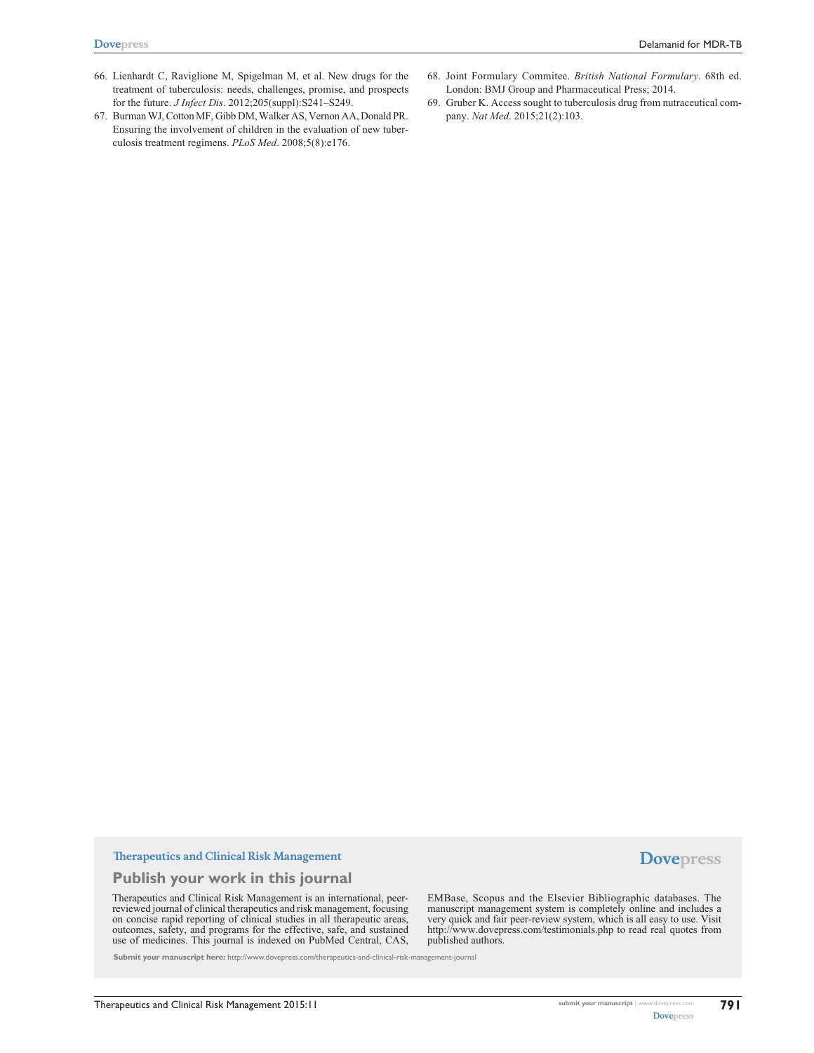66. Lienhardt C, Raviglione M, Spigelman M, et al. New drugs for the treatment of tuberculosis: needs, challenges, promise, and prospects for the future. *J Infect Dis*. 2012;205(suppl):S241–S249.
67. Burman WJ, Cotton MF, Gibb DM, Walker AS, Vernon AA, Donald PR. Ensuring the involvement of children in the evaluation of new tuberculosis treatment regimens. *PLoS Med*. 2008;5(8):e176.
68. Joint Formulary Commitee. *British National Formulary*. 68th ed. London: BMJ Group and Pharmaceutical Press; 2014.
69. Gruber K. Access sought to tuberculosis drug from nutraceutical company. *Nat Med*. 2015;21(2):103.

**Therapeutics and Clinical Risk Management**

**Dovepress**

## Publish your work in this journal

Therapeutics and Clinical Risk Management is an international, peer-reviewed journal of clinical therapeutics and risk management, focusing on concise rapid reporting of clinical studies in all therapeutic areas, outcomes, safety, and programs for the effective, safe, and sustained use of medicines. This journal is indexed on PubMed Central, CAS, EMBase, Scopus and the Elsevier Bibliographic databases. The manuscript management system is completely online and includes a very quick and fair peer-review system, which is all easy to use. Visit http://www.dovepress.com/testimonials.php to read real quotes from published authors.

**Submit your manuscript here:** http://www.dovepress.com/therapeutics-and-clinical-risk-management-journal